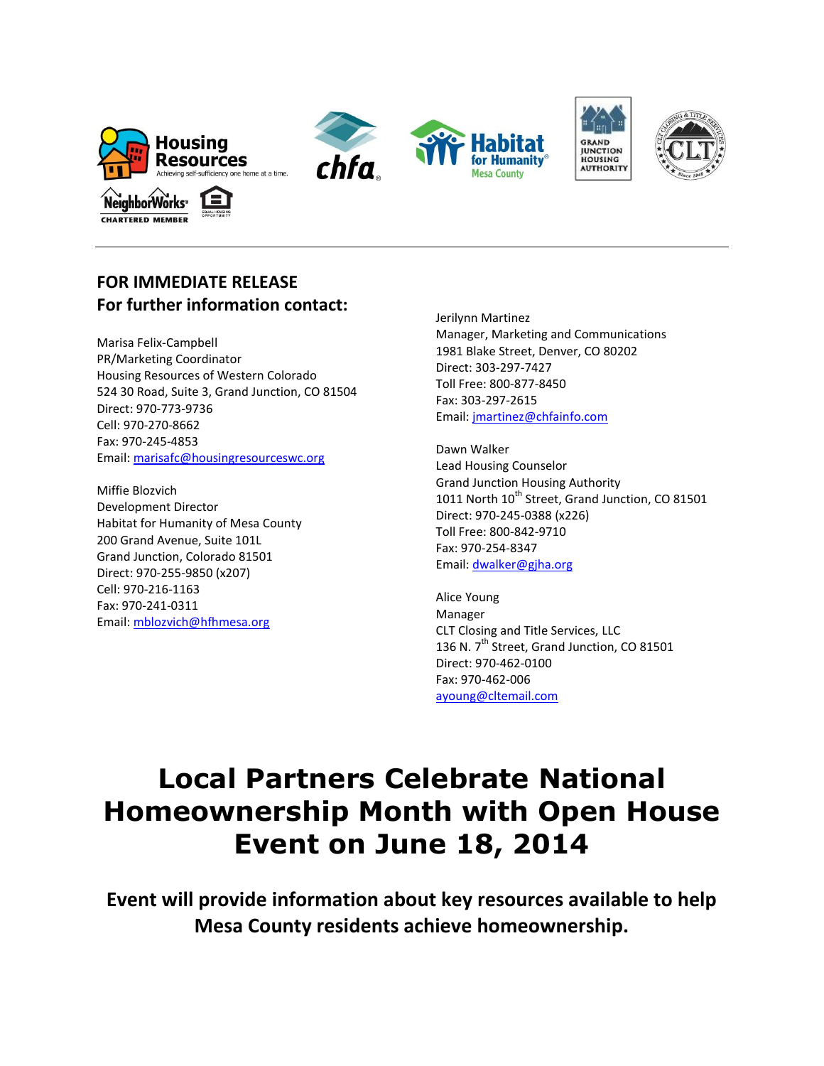**FOR IMMEDIATE RELEASE**
**For further information contact:**

Marisa Felix-Campbell
PR/Marketing Coordinator
Housing Resources of Western Colorado
524 30 Road, Suite 3, Grand Junction, CO 81504
Direct: 970-773-9736
Cell: 970-270-8662
Fax: 970-245-4853
Email: marisafc@housingresourceswc.org

Miffie Blozvich
Development Director
Habitat for Humanity of Mesa County
200 Grand Avenue, Suite 101L
Grand Junction, Colorado 81501
Direct: 970-255-9850 (x207)
Cell: 970-216-1163
Fax: 970-241-0311
Email: mblozvich@hfhmesa.org

Jerilynn Martinez
Manager, Marketing and Communications
1981 Blake Street, Denver, CO 80202
Direct: 303-297-7427
Toll Free: 800-877-8450
Fax: 303-297-2615
Email: jmartinez@chfainfo.com

Dawn Walker
Lead Housing Counselor
Grand Junction Housing Authority
1011 North 10th Street, Grand Junction, CO 81501
Direct: 970-245-0388 (x226)
Toll Free: 800-842-9710
Fax: 970-254-8347
Email: dwalker@gjha.org

Alice Young
Manager
CLT Closing and Title Services, LLC
136 N. 7th Street, Grand Junction, CO 81501
Direct: 970-462-0100
Fax: 970-462-006
ayoung@cltemail.com

# Local Partners Celebrate National Homeownership Month with Open House Event on June 18, 2014

## Event will provide information about key resources available to help Mesa County residents achieve homeownership.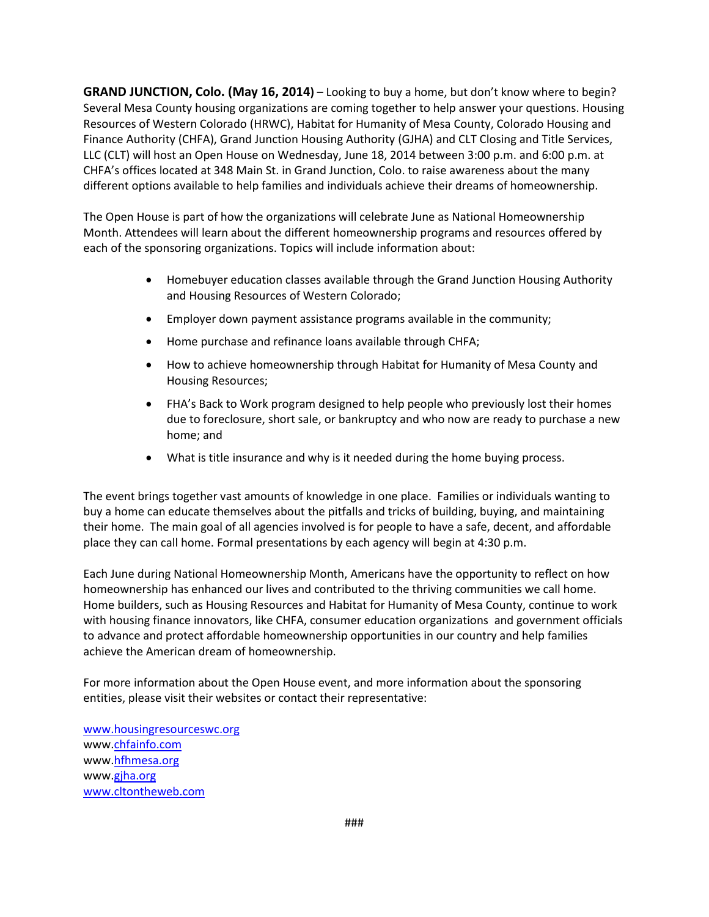**GRAND JUNCTION, Colo. (May 16, 2014)** – Looking to buy a home, but don't know where to begin? Several Mesa County housing organizations are coming together to help answer your questions. Housing Resources of Western Colorado (HRWC), Habitat for Humanity of Mesa County, Colorado Housing and Finance Authority (CHFA), Grand Junction Housing Authority (GJHA) and CLT Closing and Title Services, LLC (CLT) will host an Open House on Wednesday, June 18, 2014 between 3:00 p.m. and 6:00 p.m. at CHFA's offices located at 348 Main St. in Grand Junction, Colo. to raise awareness about the many different options available to help families and individuals achieve their dreams of homeownership.

The Open House is part of how the organizations will celebrate June as National Homeownership Month. Attendees will learn about the different homeownership programs and resources offered by each of the sponsoring organizations. Topics will include information about:

- Homebuyer education classes available through the Grand Junction Housing Authority and Housing Resources of Western Colorado;
- Employer down payment assistance programs available in the community;
- Home purchase and refinance loans available through CHFA;
- How to achieve homeownership through Habitat for Humanity of Mesa County and Housing Resources;
- FHA's Back to Work program designed to help people who previously lost their homes due to foreclosure, short sale, or bankruptcy and who now are ready to purchase a new home; and
- What is title insurance and why is it needed during the home buying process.

The event brings together vast amounts of knowledge in one place. Families or individuals wanting to buy a home can educate themselves about the pitfalls and tricks of building, buying, and maintaining their home. The main goal of all agencies involved is for people to have a safe, decent, and affordable place they can call home. Formal presentations by each agency will begin at 4:30 p.m.

Each June during National Homeownership Month, Americans have the opportunity to reflect on how homeownership has enhanced our lives and contributed to the thriving communities we call home. Home builders, such as Housing Resources and Habitat for Humanity of Mesa County, continue to work with housing finance innovators, like CHFA, consumer education organizations and government officials to advance and protect affordable homeownership opportunities in our country and help families achieve the American dream of homeownership.

For more information about the Open House event, and more information about the sponsoring entities, please visit their websites or contact their representative:

www.housingresourceswc.org
www.chfainfo.com
www.hfhmesa.org
www.gjha.org
www.cltontheweb.com

###